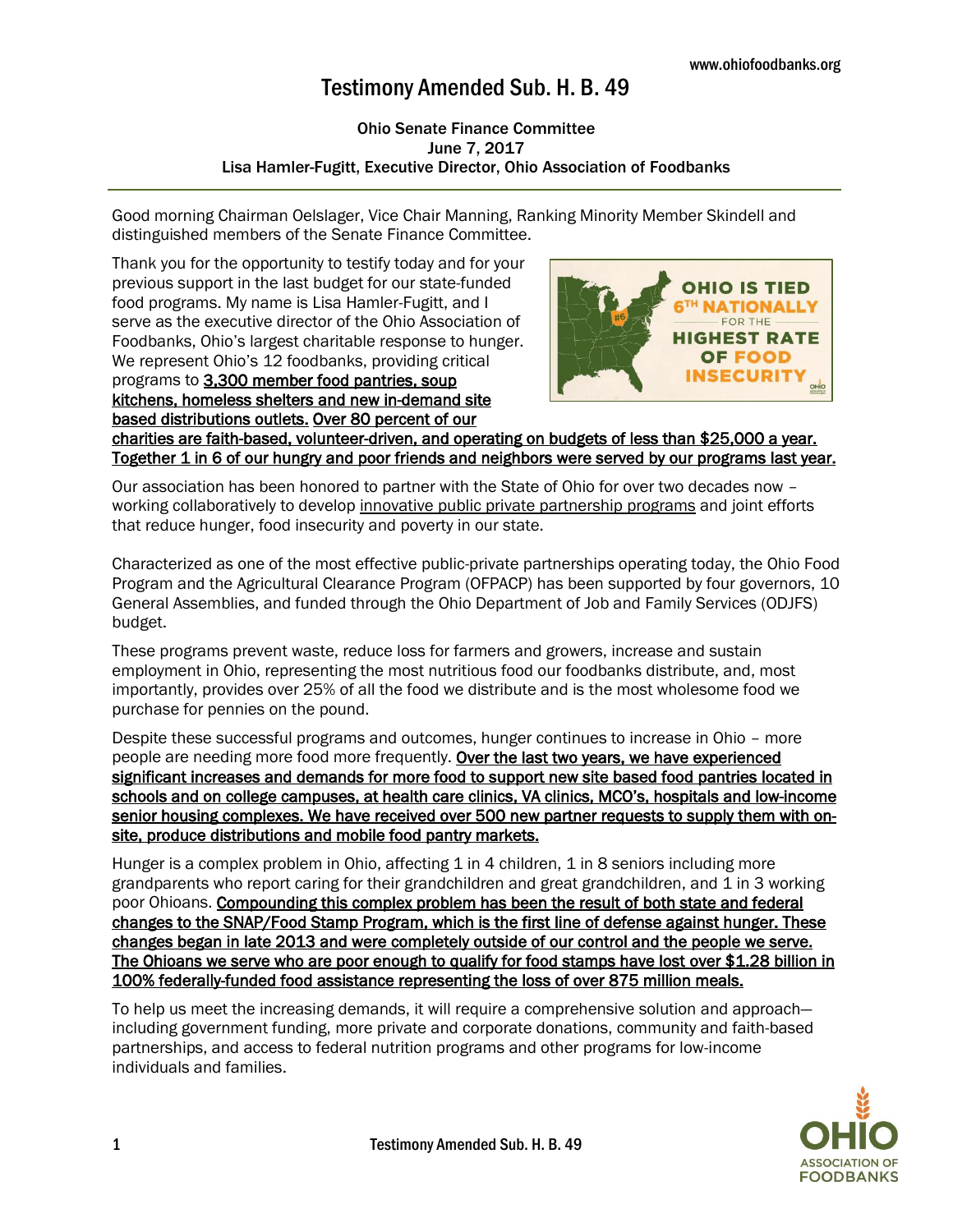# Testimony Amended Sub. H. B. 49

**Ohio Senate Finance Committee**
**June 7, 2017**
**Lisa Hamler-Fugitt, Executive Director, Ohio Association of Foodbanks**

Good morning Chairman Oelslager, Vice Chair Manning, Ranking Minority Member Skindell and distinguished members of the Senate Finance Committee.

Thank you for the opportunity to testify today and for your previous support in the last budget for our state-funded food programs. My name is Lisa Hamler-Fugitt, and I serve as the executive director of the Ohio Association of Foodbanks, Ohio's largest charitable response to hunger. We represent Ohio's 12 foodbanks, providing critical programs to **3,300 member food pantries, soup kitchens, homeless shelters and new in-demand site based distributions outlets. Over 80 percent of our charities are faith-based, volunteer-driven, and operating on budgets of less than $25,000 a year. Together 1 in 6 of our hungry and poor friends and neighbors were served by our programs last year.**

OHIO IS TIED 6TH NATIONALLY FOR THE HIGHEST RATE OF FOOD INSECURITY

Our association has been honored to partner with the State of Ohio for over two decades now – working collaboratively to develop innovative public private partnership programs and joint efforts that reduce hunger, food insecurity and poverty in our state.

Characterized as one of the most effective public-private partnerships operating today, the Ohio Food Program and the Agricultural Clearance Program (OFPACP) has been supported by four governors, 10 General Assemblies, and funded through the Ohio Department of Job and Family Services (ODJFS) budget.

These programs prevent waste, reduce loss for farmers and growers, increase and sustain employment in Ohio, representing the most nutritious food our foodbanks distribute, and, most importantly, provides over 25% of all the food we distribute and is the most wholesome food we purchase for pennies on the pound.

Despite these successful programs and outcomes, hunger continues to increase in Ohio – more people are needing more food more frequently. **Over the last two years, we have experienced significant increases and demands for more food to support new site based food pantries located in schools and on college campuses, at health care clinics, VA clinics, MCO's, hospitals and low-income senior housing complexes. We have received over 500 new partner requests to supply them with on-site, produce distributions and mobile food pantry markets.**

Hunger is a complex problem in Ohio, affecting 1 in 4 children, 1 in 8 seniors including more grandparents who report caring for their grandchildren and great grandchildren, and 1 in 3 working poor Ohioans. **Compounding this complex problem has been the result of both state and federal changes to the SNAP/Food Stamp Program, which is the first line of defense against hunger. These changes began in late 2013 and were completely outside of our control and the people we serve. The Ohioans we serve who are poor enough to qualify for food stamps have lost over $1.28 billion in 100% federally-funded food assistance representing the loss of over 875 million meals.**

To help us meet the increasing demands, it will require a comprehensive solution and approach—including government funding, more private and corporate donations, community and faith-based partnerships, and access to federal nutrition programs and other programs for low-income individuals and families.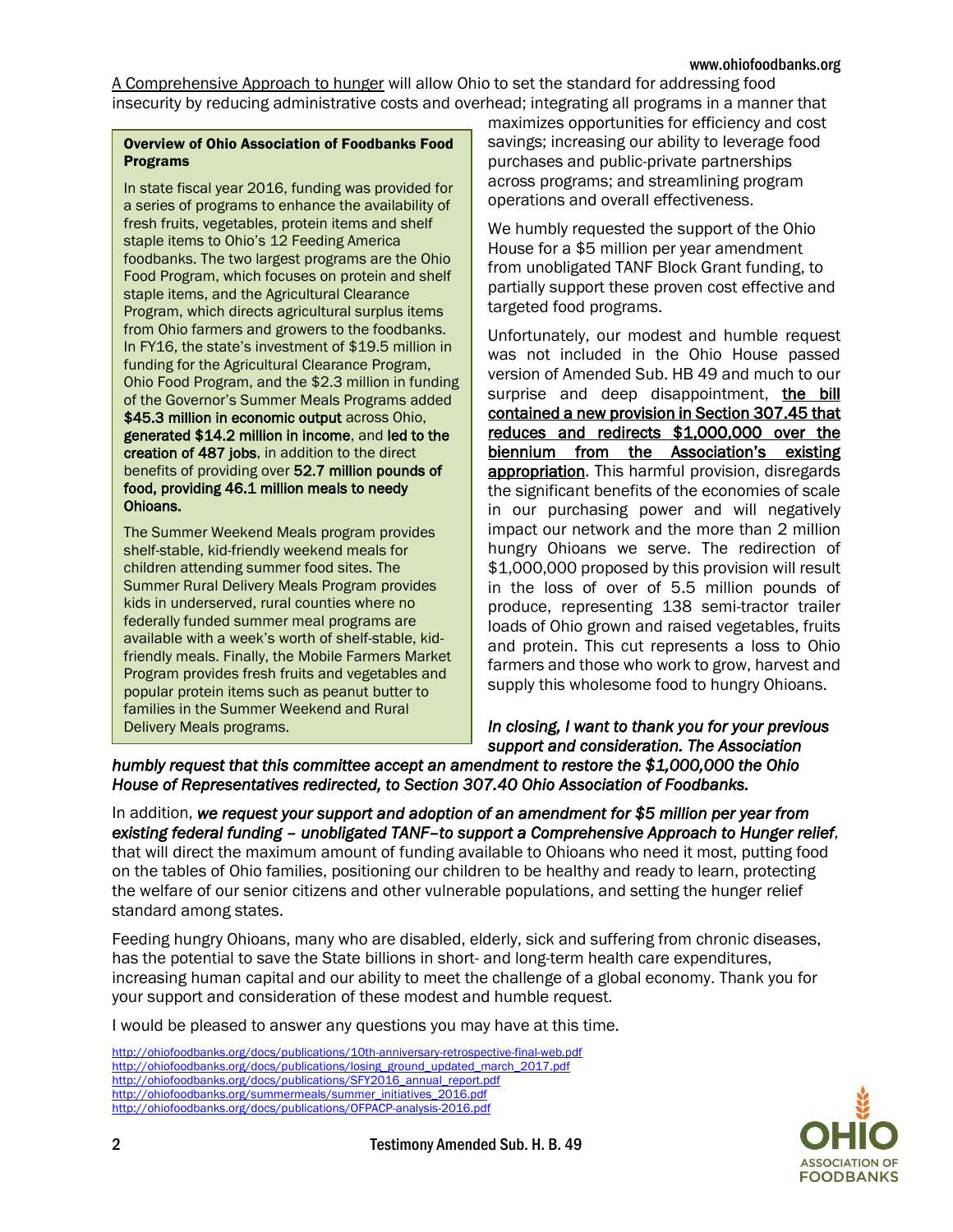A Comprehensive Approach to hunger will allow Ohio to set the standard for addressing food insecurity by reducing administrative costs and overhead; integrating all programs in a manner that maximizes opportunities for efficiency and cost savings; increasing our ability to leverage food purchases and public-private partnerships across programs; and streamlining program operations and overall effectiveness.

> **Overview of Ohio Association of Foodbanks Food Programs**
>
> In state fiscal year 2016, funding was provided for a series of programs to enhance the availability of fresh fruits, vegetables, protein items and shelf staple items to Ohio's 12 Feeding America foodbanks. The two largest programs are the Ohio Food Program, which focuses on protein and shelf staple items, and the Agricultural Clearance Program, which directs agricultural surplus items from Ohio farmers and growers to the foodbanks. In FY16, the state's investment of $19.5 million in funding for the Agricultural Clearance Program, Ohio Food Program, and the $2.3 million in funding of the Governor's Summer Meals Programs added **$45.3 million in economic output** across Ohio, **generated $14.2 million in income**, and **led to the creation of 487 jobs**, in addition to the direct benefits of providing over **52.7 million pounds of food, providing 46.1 million meals to needy Ohioans.**
>
> The Summer Weekend Meals program provides shelf-stable, kid-friendly weekend meals for children attending summer food sites. The Summer Rural Delivery Meals Program provides kids in underserved, rural counties where no federally funded summer meal programs are available with a week's worth of shelf-stable, kid-friendly meals. Finally, the Mobile Farmers Market Program provides fresh fruits and vegetables and popular protein items such as peanut butter to families in the Summer Weekend and Rural Delivery Meals programs.

We humbly requested the support of the Ohio House for a $5 million per year amendment from unobligated TANF Block Grant funding, to partially support these proven cost effective and targeted food programs.

Unfortunately, our modest and humble request was not included in the Ohio House passed version of Amended Sub. HB 49 and much to our surprise and deep disappointment, **the bill contained a new provision in Section 307.45 that reduces and redirects $1,000,000 over the biennium from the Association's existing appropriation**. This harmful provision, disregards the significant benefits of the economies of scale in our purchasing power and will negatively impact our network and the more than 2 million hungry Ohioans we serve. The redirection of $1,000,000 proposed by this provision will result in the loss of over of 5.5 million pounds of produce, representing 138 semi-tractor trailer loads of Ohio grown and raised vegetables, fruits and protein. This cut represents a loss to Ohio farmers and those who work to grow, harvest and supply this wholesome food to hungry Ohioans.

*In closing, I want to thank you for your previous support and consideration. The Association humbly request that this committee accept an amendment to restore the $1,000,000 the Ohio House of Representatives redirected, to Section 307.40 Ohio Association of Foodbanks.*

In addition, ***we request your support and adoption of an amendment for $5 million per year from existing federal funding – unobligated TANF–to support a Comprehensive Approach to Hunger relief***, that will direct the maximum amount of funding available to Ohioans who need it most, putting food on the tables of Ohio families, positioning our children to be healthy and ready to learn, protecting the welfare of our senior citizens and other vulnerable populations, and setting the hunger relief standard among states.

Feeding hungry Ohioans, many who are disabled, elderly, sick and suffering from chronic diseases, has the potential to save the State billions in short- and long-term health care expenditures, increasing human capital and our ability to meet the challenge of a global economy. Thank you for your support and consideration of these modest and humble request.

I would be pleased to answer any questions you may have at this time.

http://ohiofoodbanks.org/docs/publications/10th-anniversary-retrospective-final-web.pdf
http://ohiofoodbanks.org/docs/publications/losing_ground_updated_march_2017.pdf
http://ohiofoodbanks.org/docs/publications/SFY2016_annual_report.pdf
http://ohiofoodbanks.org/summermeals/summer_initiatives_2016.pdf
http://ohiofoodbanks.org/docs/publications/OFPACP-analysis-2016.pdf